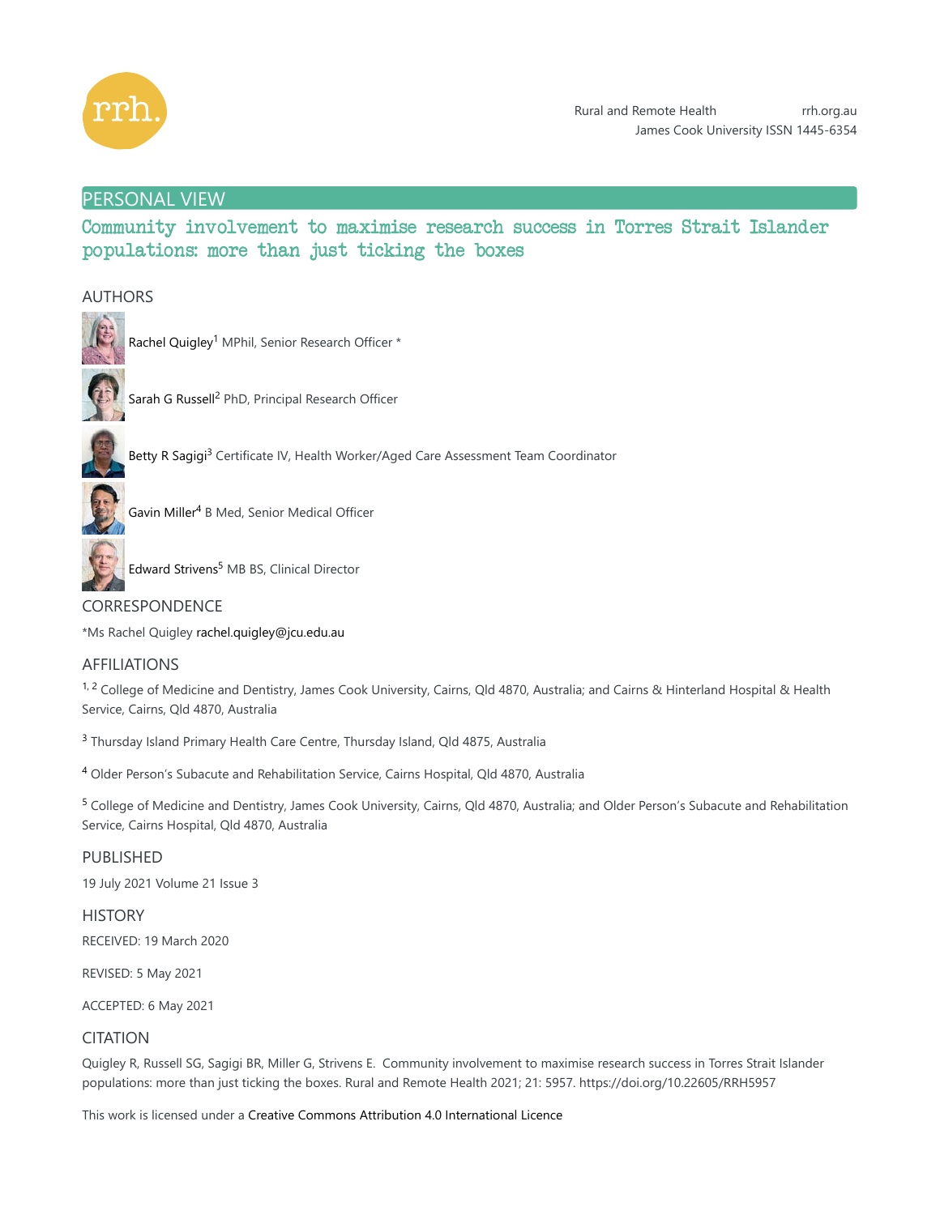PERSONAL VIEW

# Community involvement to maximise research success in Torres Strait Islander populations: more than just ticking the boxes

## AUTHORS

Rachel Quigley[1] MPhil, Senior Research Officer *

Sarah G Russell[2] PhD, Principal Research Officer

Betty R Sagigi[3] Certificate IV, Health Worker/Aged Care Assessment Team Coordinator

Gavin Miller[4] B Med, Senior Medical Officer

Edward Strivens[5] MB BS, Clinical Director

## CORRESPONDENCE

*Ms Rachel Quigley rachel.quigley@jcu.edu.au

## AFFILIATIONS

[1, 2] College of Medicine and Dentistry, James Cook University, Cairns, Qld 4870, Australia; and Cairns & Hinterland Hospital & Health Service, Cairns, Qld 4870, Australia

[3] Thursday Island Primary Health Care Centre, Thursday Island, Qld 4875, Australia

[4] Older Person's Subacute and Rehabilitation Service, Cairns Hospital, Qld 4870, Australia

[5] College of Medicine and Dentistry, James Cook University, Cairns, Qld 4870, Australia; and Older Person's Subacute and Rehabilitation Service, Cairns Hospital, Qld 4870, Australia

## PUBLISHED

19 July 2021 Volume 21 Issue 3

## HISTORY

RECEIVED: 19 March 2020

REVISED: 5 May 2021

ACCEPTED: 6 May 2021

## CITATION

Quigley R, Russell SG, Sagigi BR, Miller G, Strivens E. Community involvement to maximise research success in Torres Strait Islander populations: more than just ticking the boxes. Rural and Remote Health 2021; 21: 5957. https://doi.org/10.22605/RRH5957

This work is licensed under a Creative Commons Attribution 4.0 International Licence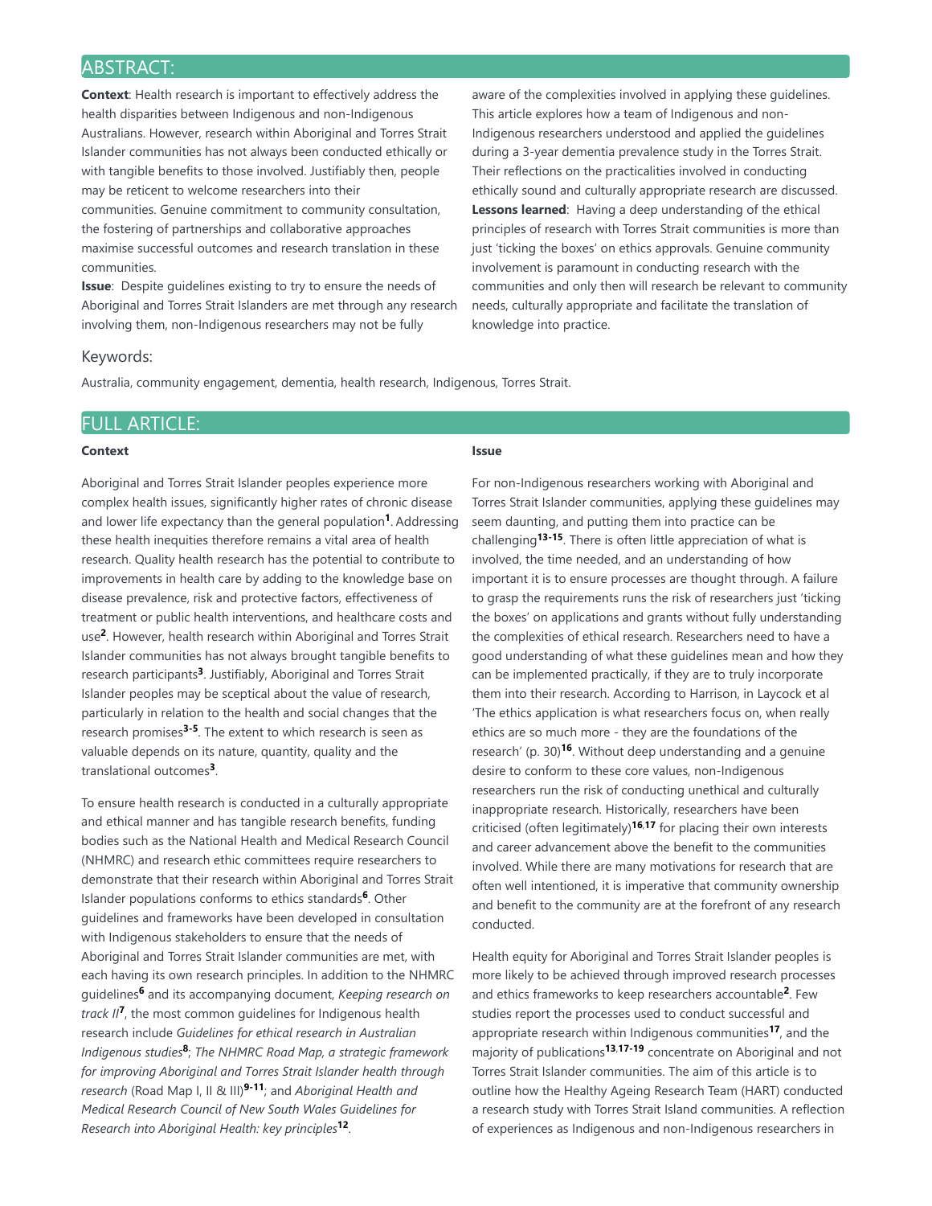## ABSTRACT:

**Context**: Health research is important to effectively address the health disparities between Indigenous and non-Indigenous Australians. However, research within Aboriginal and Torres Strait Islander communities has not always been conducted ethically or with tangible benefits to those involved. Justifiably then, people may be reticent to welcome researchers into their communities. Genuine commitment to community consultation, the fostering of partnerships and collaborative approaches maximise successful outcomes and research translation in these communities.

**Issue**: Despite guidelines existing to try to ensure the needs of Aboriginal and Torres Strait Islanders are met through any research involving them, non-Indigenous researchers may not be fully aware of the complexities involved in applying these guidelines. This article explores how a team of Indigenous and non-Indigenous researchers understood and applied the guidelines during a 3-year dementia prevalence study in the Torres Strait. Their reflections on the practicalities involved in conducting ethically sound and culturally appropriate research are discussed.

**Lessons learned**: Having a deep understanding of the ethical principles of research with Torres Strait communities is more than just 'ticking the boxes' on ethics approvals. Genuine community involvement is paramount in conducting research with the communities and only then will research be relevant to community needs, culturally appropriate and facilitate the translation of knowledge into practice.

### Keywords:

Australia, community engagement, dementia, health research, Indigenous, Torres Strait.

## FULL ARTICLE:

### Context

Aboriginal and Torres Strait Islander peoples experience more complex health issues, significantly higher rates of chronic disease and lower life expectancy than the general population[1]. Addressing these health inequities therefore remains a vital area of health research. Quality health research has the potential to contribute to improvements in health care by adding to the knowledge base on disease prevalence, risk and protective factors, effectiveness of treatment or public health interventions, and healthcare costs and use[2]. However, health research within Aboriginal and Torres Strait Islander communities has not always brought tangible benefits to research participants[3]. Justifiably, Aboriginal and Torres Strait Islander peoples may be sceptical about the value of research, particularly in relation to the health and social changes that the research promises[3-5]. The extent to which research is seen as valuable depends on its nature, quantity, quality and the translational outcomes[3].

To ensure health research is conducted in a culturally appropriate and ethical manner and has tangible research benefits, funding bodies such as the National Health and Medical Research Council (NHMRC) and research ethic committees require researchers to demonstrate that their research within Aboriginal and Torres Strait Islander populations conforms to ethics standards[6]. Other guidelines and frameworks have been developed in consultation with Indigenous stakeholders to ensure that the needs of Aboriginal and Torres Strait Islander communities are met, with each having its own research principles. In addition to the NHMRC guidelines[6] and its accompanying document, *Keeping research on track II*[7], the most common guidelines for Indigenous health research include *Guidelines for ethical research in Australian Indigenous studies*[8]; *The NHMRC Road Map, a strategic framework for improving Aboriginal and Torres Strait Islander health through research* (Road Map I, II & III)[9-11]; and *Aboriginal Health and Medical Research Council of New South Wales Guidelines for Research into Aboriginal Health: key principles*[12].

### Issue

For non-Indigenous researchers working with Aboriginal and Torres Strait Islander communities, applying these guidelines may seem daunting, and putting them into practice can be challenging[13-15]. There is often little appreciation of what is involved, the time needed, and an understanding of how important it is to ensure processes are thought through. A failure to grasp the requirements runs the risk of researchers just 'ticking the boxes' on applications and grants without fully understanding the complexities of ethical research. Researchers need to have a good understanding of what these guidelines mean and how they can be implemented practically, if they are to truly incorporate them into their research. According to Harrison, in Laycock et al 'The ethics application is what researchers focus on, when really ethics are so much more - they are the foundations of the research' (p. 30)[16]. Without deep understanding and a genuine desire to conform to these core values, non-Indigenous researchers run the risk of conducting unethical and culturally inappropriate research. Historically, researchers have been criticised (often legitimately)[16,17] for placing their own interests and career advancement above the benefit to the communities involved. While there are many motivations for research that are often well intentioned, it is imperative that community ownership and benefit to the community are at the forefront of any research conducted.

Health equity for Aboriginal and Torres Strait Islander peoples is more likely to be achieved through improved research processes and ethics frameworks to keep researchers accountable[2]. Few studies report the processes used to conduct successful and appropriate research within Indigenous communities[17], and the majority of publications[13,17-19] concentrate on Aboriginal and not Torres Strait Islander communities. The aim of this article is to outline how the Healthy Ageing Research Team (HART) conducted a research study with Torres Strait Island communities. A reflection of experiences as Indigenous and non-Indigenous researchers in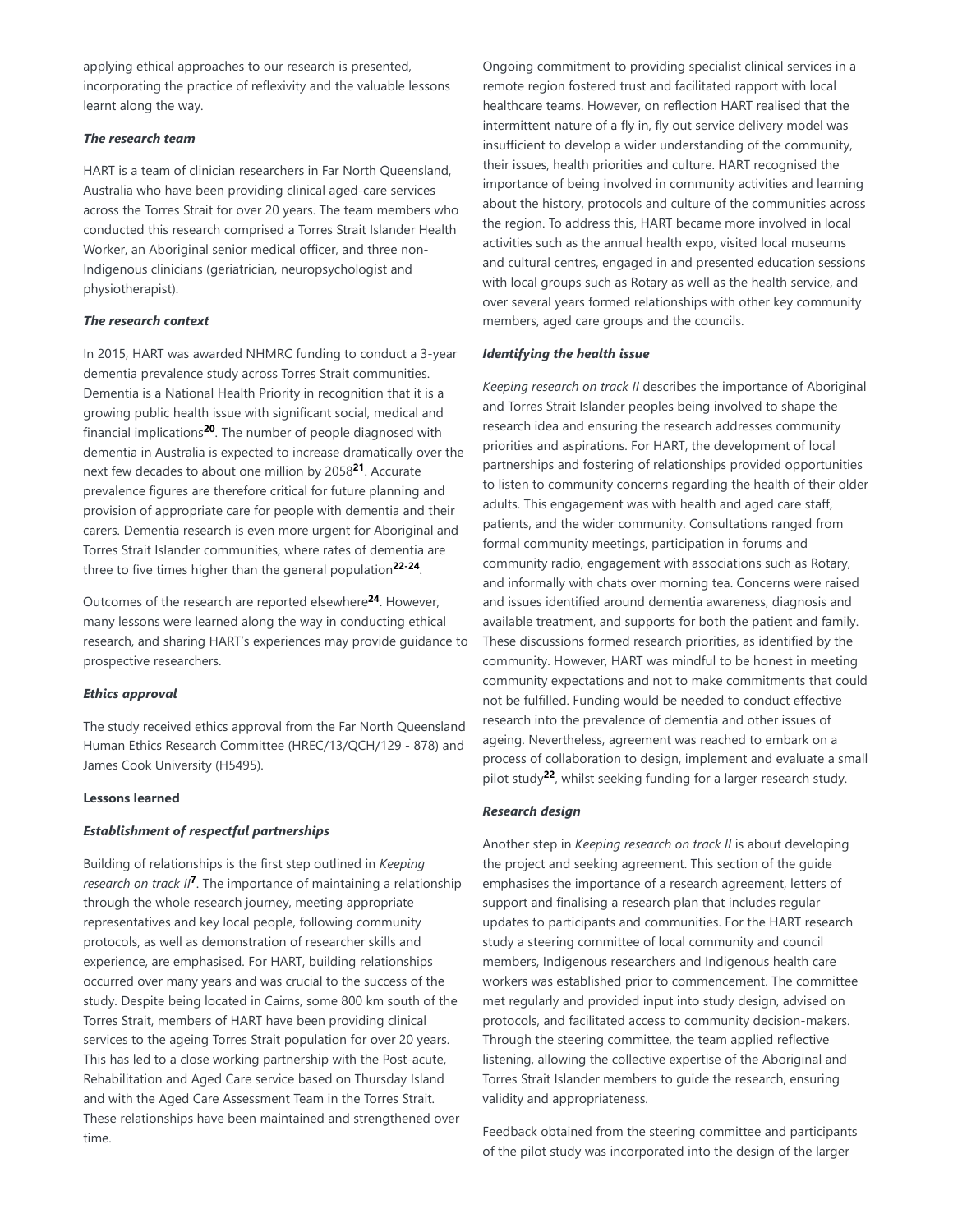applying ethical approaches to our research is presented, incorporating the practice of reflexivity and the valuable lessons learnt along the way.

### *The research team*

HART is a team of clinician researchers in Far North Queensland, Australia who have been providing clinical aged-care services across the Torres Strait for over 20 years. The team members who conducted this research comprised a Torres Strait Islander Health Worker, an Aboriginal senior medical officer, and three non-Indigenous clinicians (geriatrician, neuropsychologist and physiotherapist).

### *The research context*

In 2015, HART was awarded NHMRC funding to conduct a 3-year dementia prevalence study across Torres Strait communities. Dementia is a National Health Priority in recognition that it is a growing public health issue with significant social, medical and financial implications[20]. The number of people diagnosed with dementia in Australia is expected to increase dramatically over the next few decades to about one million by 2058[21]. Accurate prevalence figures are therefore critical for future planning and provision of appropriate care for people with dementia and their carers. Dementia research is even more urgent for Aboriginal and Torres Strait Islander communities, where rates of dementia are three to five times higher than the general population[22-24].

Outcomes of the research are reported elsewhere[24]. However, many lessons were learned along the way in conducting ethical research, and sharing HART's experiences may provide guidance to prospective researchers.

### *Ethics approval*

The study received ethics approval from the Far North Queensland Human Ethics Research Committee (HREC/13/QCH/129 - 878) and James Cook University (H5495).

## Lessons learned

### *Establishment of respectful partnerships*

Building of relationships is the first step outlined in *Keeping research on track II*[7]. The importance of maintaining a relationship through the whole research journey, meeting appropriate representatives and key local people, following community protocols, as well as demonstration of researcher skills and experience, are emphasised. For HART, building relationships occurred over many years and was crucial to the success of the study. Despite being located in Cairns, some 800 km south of the Torres Strait, members of HART have been providing clinical services to the ageing Torres Strait population for over 20 years. This has led to a close working partnership with the Post-acute, Rehabilitation and Aged Care service based on Thursday Island and with the Aged Care Assessment Team in the Torres Strait. These relationships have been maintained and strengthened over time.

Ongoing commitment to providing specialist clinical services in a remote region fostered trust and facilitated rapport with local healthcare teams. However, on reflection HART realised that the intermittent nature of a fly in, fly out service delivery model was insufficient to develop a wider understanding of the community, their issues, health priorities and culture. HART recognised the importance of being involved in community activities and learning about the history, protocols and culture of the communities across the region. To address this, HART became more involved in local activities such as the annual health expo, visited local museums and cultural centres, engaged in and presented education sessions with local groups such as Rotary as well as the health service, and over several years formed relationships with other key community members, aged care groups and the councils.

### *Identifying the health issue*

*Keeping research on track II* describes the importance of Aboriginal and Torres Strait Islander peoples being involved to shape the research idea and ensuring the research addresses community priorities and aspirations. For HART, the development of local partnerships and fostering of relationships provided opportunities to listen to community concerns regarding the health of their older adults. This engagement was with health and aged care staff, patients, and the wider community. Consultations ranged from formal community meetings, participation in forums and community radio, engagement with associations such as Rotary, and informally with chats over morning tea. Concerns were raised and issues identified around dementia awareness, diagnosis and available treatment, and supports for both the patient and family. These discussions formed research priorities, as identified by the community. However, HART was mindful to be honest in meeting community expectations and not to make commitments that could not be fulfilled. Funding would be needed to conduct effective research into the prevalence of dementia and other issues of ageing. Nevertheless, agreement was reached to embark on a process of collaboration to design, implement and evaluate a small pilot study[22], whilst seeking funding for a larger research study.

### *Research design*

Another step in *Keeping research on track II* is about developing the project and seeking agreement. This section of the guide emphasises the importance of a research agreement, letters of support and finalising a research plan that includes regular updates to participants and communities. For the HART research study a steering committee of local community and council members, Indigenous researchers and Indigenous health care workers was established prior to commencement. The committee met regularly and provided input into study design, advised on protocols, and facilitated access to community decision-makers. Through the steering committee, the team applied reflective listening, allowing the collective expertise of the Aboriginal and Torres Strait Islander members to guide the research, ensuring validity and appropriateness.

Feedback obtained from the steering committee and participants of the pilot study was incorporated into the design of the larger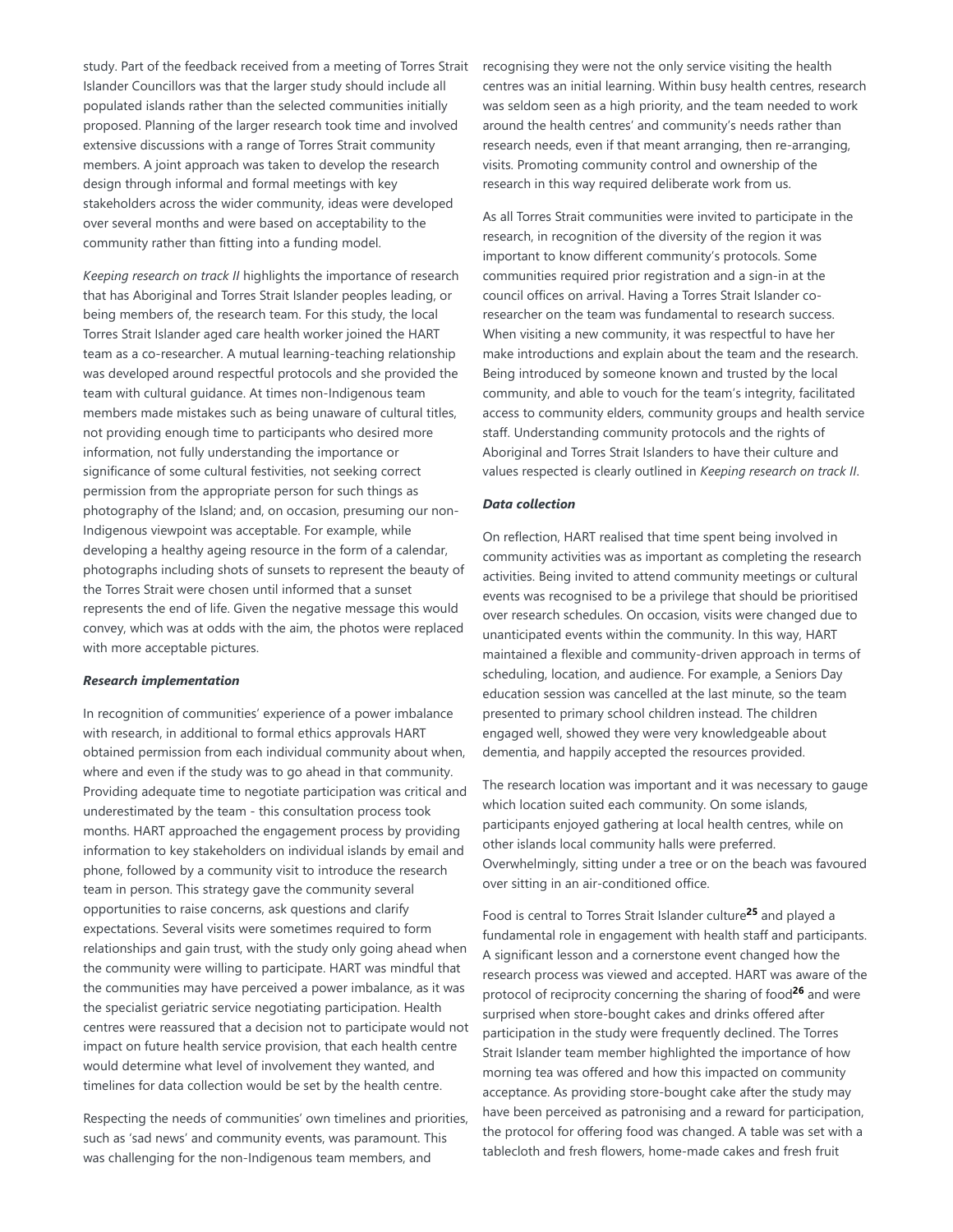study. Part of the feedback received from a meeting of Torres Strait Islander Councillors was that the larger study should include all populated islands rather than the selected communities initially proposed. Planning of the larger research took time and involved extensive discussions with a range of Torres Strait community members. A joint approach was taken to develop the research design through informal and formal meetings with key stakeholders across the wider community, ideas were developed over several months and were based on acceptability to the community rather than fitting into a funding model.

*Keeping research on track II* highlights the importance of research that has Aboriginal and Torres Strait Islander peoples leading, or being members of, the research team. For this study, the local Torres Strait Islander aged care health worker joined the HART team as a co-researcher. A mutual learning-teaching relationship was developed around respectful protocols and she provided the team with cultural guidance. At times non-Indigenous team members made mistakes such as being unaware of cultural titles, not providing enough time to participants who desired more information, not fully understanding the importance or significance of some cultural festivities, not seeking correct permission from the appropriate person for such things as photography of the Island; and, on occasion, presuming our non-Indigenous viewpoint was acceptable. For example, while developing a healthy ageing resource in the form of a calendar, photographs including shots of sunsets to represent the beauty of the Torres Strait were chosen until informed that a sunset represents the end of life. Given the negative message this would convey, which was at odds with the aim, the photos were replaced with more acceptable pictures.

***Research implementation***

In recognition of communities' experience of a power imbalance with research, in additional to formal ethics approvals HART obtained permission from each individual community about when, where and even if the study was to go ahead in that community. Providing adequate time to negotiate participation was critical and underestimated by the team - this consultation process took months. HART approached the engagement process by providing information to key stakeholders on individual islands by email and phone, followed by a community visit to introduce the research team in person. This strategy gave the community several opportunities to raise concerns, ask questions and clarify expectations. Several visits were sometimes required to form relationships and gain trust, with the study only going ahead when the community were willing to participate. HART was mindful that the communities may have perceived a power imbalance, as it was the specialist geriatric service negotiating participation. Health centres were reassured that a decision not to participate would not impact on future health service provision, that each health centre would determine what level of involvement they wanted, and timelines for data collection would be set by the health centre.

Respecting the needs of communities' own timelines and priorities, such as 'sad news' and community events, was paramount. This was challenging for the non-Indigenous team members, and recognising they were not the only service visiting the health centres was an initial learning. Within busy health centres, research was seldom seen as a high priority, and the team needed to work around the health centres' and community's needs rather than research needs, even if that meant arranging, then re-arranging, visits. Promoting community control and ownership of the research in this way required deliberate work from us.

As all Torres Strait communities were invited to participate in the research, in recognition of the diversity of the region it was important to know different community's protocols. Some communities required prior registration and a sign-in at the council offices on arrival. Having a Torres Strait Islander co-researcher on the team was fundamental to research success. When visiting a new community, it was respectful to have her make introductions and explain about the team and the research. Being introduced by someone known and trusted by the local community, and able to vouch for the team's integrity, facilitated access to community elders, community groups and health service staff. Understanding community protocols and the rights of Aboriginal and Torres Strait Islanders to have their culture and values respected is clearly outlined in *Keeping research on track II*.

***Data collection***

On reflection, HART realised that time spent being involved in community activities was as important as completing the research activities. Being invited to attend community meetings or cultural events was recognised to be a privilege that should be prioritised over research schedules. On occasion, visits were changed due to unanticipated events within the community. In this way, HART maintained a flexible and community-driven approach in terms of scheduling, location, and audience. For example, a Seniors Day education session was cancelled at the last minute, so the team presented to primary school children instead. The children engaged well, showed they were very knowledgeable about dementia, and happily accepted the resources provided.

The research location was important and it was necessary to gauge which location suited each community. On some islands, participants enjoyed gathering at local health centres, while on other islands local community halls were preferred. Overwhelmingly, sitting under a tree or on the beach was favoured over sitting in an air-conditioned office.

Food is central to Torres Strait Islander culture[25] and played a fundamental role in engagement with health staff and participants. A significant lesson and a cornerstone event changed how the research process was viewed and accepted. HART was aware of the protocol of reciprocity concerning the sharing of food[26] and were surprised when store-bought cakes and drinks offered after participation in the study were frequently declined. The Torres Strait Islander team member highlighted the importance of how morning tea was offered and how this impacted on community acceptance. As providing store-bought cake after the study may have been perceived as patronising and a reward for participation, the protocol for offering food was changed. A table was set with a tablecloth and fresh flowers, home-made cakes and fresh fruit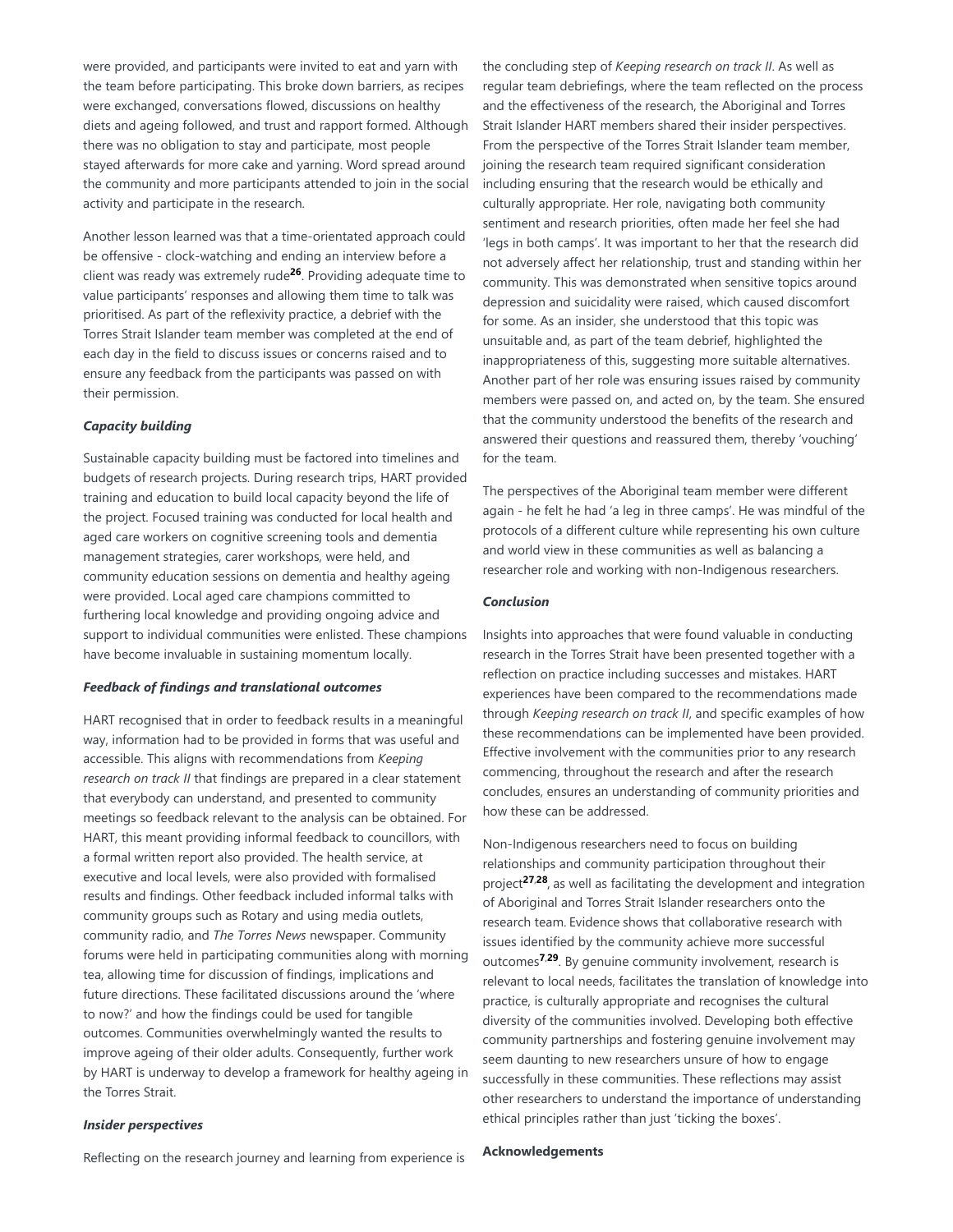were provided, and participants were invited to eat and yarn with the team before participating. This broke down barriers, as recipes were exchanged, conversations flowed, discussions on healthy diets and ageing followed, and trust and rapport formed. Although there was no obligation to stay and participate, most people stayed afterwards for more cake and yarning. Word spread around the community and more participants attended to join in the social activity and participate in the research.

Another lesson learned was that a time-orientated approach could be offensive - clock-watching and ending an interview before a client was ready was extremely rude[26]. Providing adequate time to value participants' responses and allowing them time to talk was prioritised. As part of the reflexivity practice, a debrief with the Torres Strait Islander team member was completed at the end of each day in the field to discuss issues or concerns raised and to ensure any feedback from the participants was passed on with their permission.

***Capacity building***

Sustainable capacity building must be factored into timelines and budgets of research projects. During research trips, HART provided training and education to build local capacity beyond the life of the project. Focused training was conducted for local health and aged care workers on cognitive screening tools and dementia management strategies, carer workshops, were held, and community education sessions on dementia and healthy ageing were provided. Local aged care champions committed to furthering local knowledge and providing ongoing advice and support to individual communities were enlisted. These champions have become invaluable in sustaining momentum locally.

***Feedback of findings and translational outcomes***

HART recognised that in order to feedback results in a meaningful way, information had to be provided in forms that was useful and accessible. This aligns with recommendations from *Keeping research on track II* that findings are prepared in a clear statement that everybody can understand, and presented to community meetings so feedback relevant to the analysis can be obtained. For HART, this meant providing informal feedback to councillors, with a formal written report also provided. The health service, at executive and local levels, were also provided with formalised results and findings. Other feedback included informal talks with community groups such as Rotary and using media outlets, community radio, and *The Torres News* newspaper. Community forums were held in participating communities along with morning tea, allowing time for discussion of findings, implications and future directions. These facilitated discussions around the 'where to now?' and how the findings could be used for tangible outcomes. Communities overwhelmingly wanted the results to improve ageing of their older adults. Consequently, further work by HART is underway to develop a framework for healthy ageing in the Torres Strait.

***Insider perspectives***

Reflecting on the research journey and learning from experience is the concluding step of *Keeping research on track II*. As well as regular team debriefings, where the team reflected on the process and the effectiveness of the research, the Aboriginal and Torres Strait Islander HART members shared their insider perspectives. From the perspective of the Torres Strait Islander team member, joining the research team required significant consideration including ensuring that the research would be ethically and culturally appropriate. Her role, navigating both community sentiment and research priorities, often made her feel she had 'legs in both camps'. It was important to her that the research did not adversely affect her relationship, trust and standing within her community. This was demonstrated when sensitive topics around depression and suicidality were raised, which caused discomfort for some. As an insider, she understood that this topic was unsuitable and, as part of the team debrief, highlighted the inappropriateness of this, suggesting more suitable alternatives. Another part of her role was ensuring issues raised by community members were passed on, and acted on, by the team. She ensured that the community understood the benefits of the research and answered their questions and reassured them, thereby 'vouching' for the team.

The perspectives of the Aboriginal team member were different again - he felt he had 'a leg in three camps'. He was mindful of the protocols of a different culture while representing his own culture and world view in these communities as well as balancing a researcher role and working with non-Indigenous researchers.

***Conclusion***

Insights into approaches that were found valuable in conducting research in the Torres Strait have been presented together with a reflection on practice including successes and mistakes. HART experiences have been compared to the recommendations made through *Keeping research on track II*, and specific examples of how these recommendations can be implemented have been provided. Effective involvement with the communities prior to any research commencing, throughout the research and after the research concludes, ensures an understanding of community priorities and how these can be addressed.

Non-Indigenous researchers need to focus on building relationships and community participation throughout their project[27,28], as well as facilitating the development and integration of Aboriginal and Torres Strait Islander researchers onto the research team. Evidence shows that collaborative research with issues identified by the community achieve more successful outcomes[7,29]. By genuine community involvement, research is relevant to local needs, facilitates the translation of knowledge into practice, is culturally appropriate and recognises the cultural diversity of the communities involved. Developing both effective community partnerships and fostering genuine involvement may seem daunting to new researchers unsure of how to engage successfully in these communities. These reflections may assist other researchers to understand the importance of understanding ethical principles rather than just 'ticking the boxes'.

**Acknowledgements**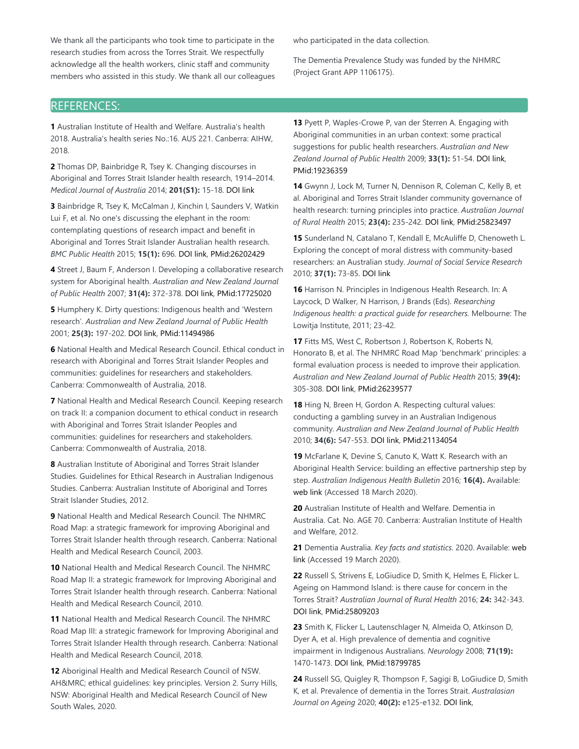We thank all the participants who took time to participate in the research studies from across the Torres Strait. We respectfully acknowledge all the health workers, clinic staff and community members who assisted in this study. We thank all our colleagues who participated in the data collection.

The Dementia Prevalence Study was funded by the NHMRC (Project Grant APP 1106175).

## REFERENCES:

**1** Australian Institute of Health and Welfare. Australia's health 2018. Australia's health series No.:16. AUS 221. Canberra: AIHW, 2018.

**2** Thomas DP, Bainbridge R, Tsey K. Changing discourses in Aboriginal and Torres Strait Islander health research, 1914–2014. *Medical Journal of Australia* 2014; **201(S1):** 15-18. DOI link

**3** Bainbridge R, Tsey K, McCalman J, Kinchin I, Saunders V, Watkin Lui F, et al. No one's discussing the elephant in the room: contemplating questions of research impact and benefit in Aboriginal and Torres Strait Islander Australian health research. *BMC Public Health* 2015; **15(1):** 696. DOI link, PMid:26202429

**4** Street J, Baum F, Anderson I. Developing a collaborative research system for Aboriginal health. *Australian and New Zealand Journal of Public Health* 2007; **31(4):** 372-378. DOI link, PMid:17725020

**5** Humphery K. Dirty questions: Indigenous health and 'Western research'. *Australian and New Zealand Journal of Public Health* 2001; **25(3):** 197-202. DOI link, PMid:11494986

**6** National Health and Medical Research Council. Ethical conduct in research with Aboriginal and Torres Strait Islander Peoples and communities: guidelines for researchers and stakeholders. Canberra: Commonwealth of Australia, 2018.

**7** National Health and Medical Research Council. Keeping research on track II: a companion document to ethical conduct in research with Aboriginal and Torres Strait Islander Peoples and communities: guidelines for researchers and stakeholders. Canberra: Commonwealth of Australia, 2018.

**8** Australian Institute of Aboriginal and Torres Strait Islander Studies. Guidelines for Ethical Research in Australian Indigenous Studies. Canberra: Australian Institute of Aboriginal and Torres Strait Islander Studies, 2012.

**9** National Health and Medical Research Council. The NHMRC Road Map: a strategic framework for improving Aboriginal and Torres Strait Islander health through research. Canberra: National Health and Medical Research Council, 2003.

**10** National Health and Medical Research Council. The NHMRC Road Map II: a strategic framework for Improving Aboriginal and Torres Strait Islander health through research. Canberra: National Health and Medical Research Council, 2010.

**11** National Health and Medical Research Council. The NHMRC Road Map III: a strategic framework for Improving Aboriginal and Torres Strait Islander Health through research. Canberra: National Health and Medical Research Council, 2018.

**12** Aboriginal Health and Medical Research Council of NSW. AH&MRC; ethical guidelines: key principles. Version 2. Surry Hills, NSW: Aboriginal Health and Medical Research Council of New South Wales, 2020.

**13** Pyett P, Waples-Crowe P, van der Sterren A. Engaging with Aboriginal communities in an urban context: some practical suggestions for public health researchers. *Australian and New Zealand Journal of Public Health* 2009; **33(1):** 51-54. DOI link, PMid:19236359

**14** Gwynn J, Lock M, Turner N, Dennison R, Coleman C, Kelly B, et al. Aboriginal and Torres Strait Islander community governance of health research: turning principles into practice. *Australian Journal of Rural Health* 2015; **23(4):** 235-242. DOI link, PMid:25823497

**15** Sunderland N, Catalano T, Kendall E, McAuliffe D, Chenoweth L. Exploring the concept of moral distress with community-based researchers: an Australian study. *Journal of Social Service Research* 2010; **37(1):** 73-85. DOI link

**16** Harrison N. Principles in Indigenous Health Research. In: A Laycock, D Walker, N Harrison, J Brands (Eds). *Researching Indigenous health: a practical guide for researchers.* Melbourne: The Lowitja Institute, 2011; 23-42.

**17** Fitts MS, West C, Robertson J, Robertson K, Roberts N, Honorato B, et al. The NHMRC Road Map 'benchmark' principles: a formal evaluation process is needed to improve their application. *Australian and New Zealand Journal of Public Health* 2015; **39(4):** 305-308. DOI link, PMid:26239577

**18** Hing N, Breen H, Gordon A. Respecting cultural values: conducting a gambling survey in an Australian Indigenous community. *Australian and New Zealand Journal of Public Health* 2010; **34(6):** 547-553. DOI link, PMid:21134054

**19** McFarlane K, Devine S, Canuto K, Watt K. Research with an Aboriginal Health Service: building an effective partnership step by step. *Australian Indigenous Health Bulletin* 2016; **16(4).** Available: web link (Accessed 18 March 2020).

**20** Australian Institute of Health and Welfare. Dementia in Australia. Cat. No. AGE 70. Canberra: Australian Institute of Health and Welfare, 2012.

**21** Dementia Australia. *Key facts and statistics.* 2020. Available: web link (Accessed 19 March 2020).

**22** Russell S, Strivens E, LoGiudice D, Smith K, Helmes E, Flicker L. Ageing on Hammond Island: is there cause for concern in the Torres Strait? *Australian Journal of Rural Health* 2016; **24:** 342-343. DOI link, PMid:25809203

**23** Smith K, Flicker L, Lautenschlager N, Almeida O, Atkinson D, Dyer A, et al. High prevalence of dementia and cognitive impairment in Indigenous Australians. *Neurology* 2008; **71(19):** 1470-1473. DOI link, PMid:18799785

**24** Russell SG, Quigley R, Thompson F, Sagigi B, LoGiudice D, Smith K, et al. Prevalence of dementia in the Torres Strait. *Australasian Journal on Ageing* 2020; **40(2):** e125-e132. DOI link,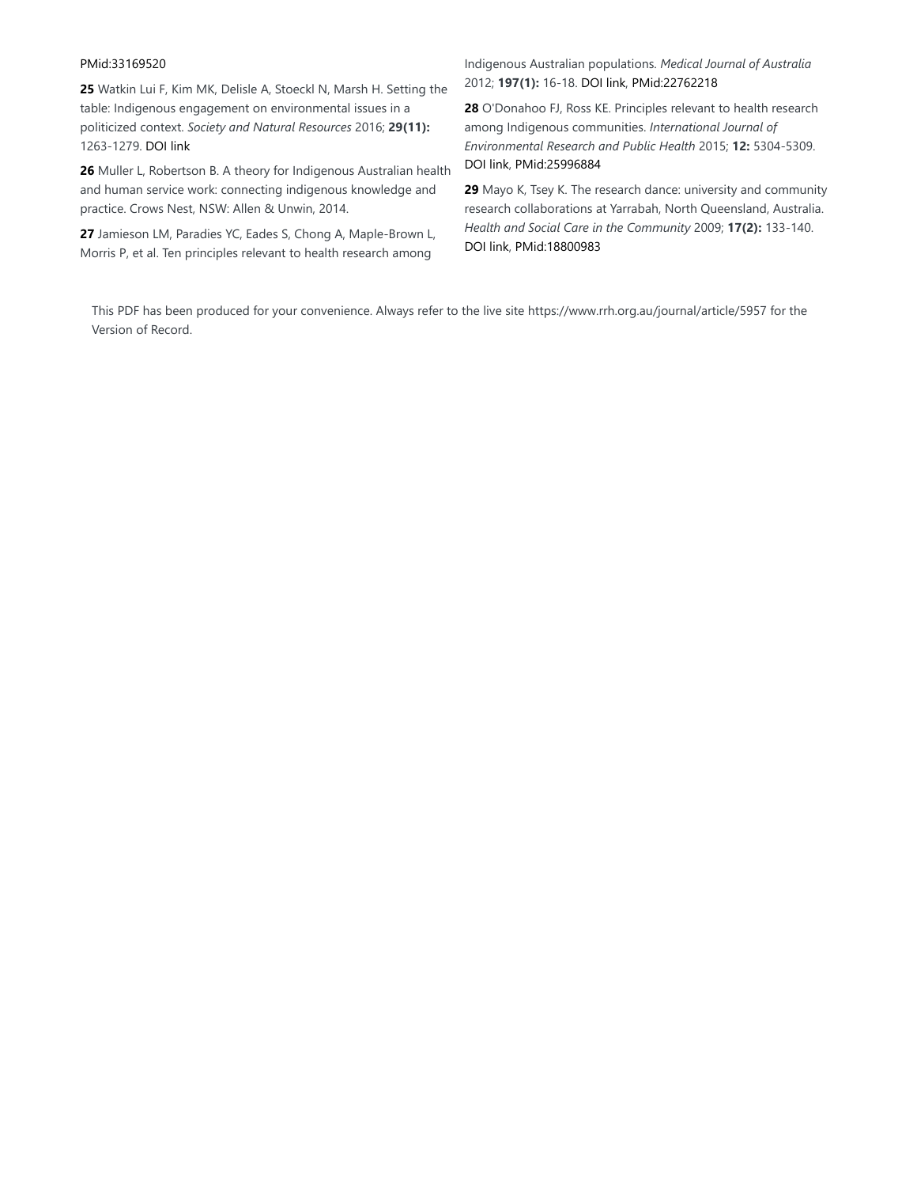PMid:33169520

**25** Watkin Lui F, Kim MK, Delisle A, Stoeckl N, Marsh H. Setting the table: Indigenous engagement on environmental issues in a politicized context. *Society and Natural Resources* 2016; **29(11):** 1263-1279. DOI link

**26** Muller L, Robertson B. A theory for Indigenous Australian health and human service work: connecting indigenous knowledge and practice. Crows Nest, NSW: Allen & Unwin, 2014.

**27** Jamieson LM, Paradies YC, Eades S, Chong A, Maple-Brown L, Morris P, et al. Ten principles relevant to health research among Indigenous Australian populations. *Medical Journal of Australia* 2012; **197(1):** 16-18. DOI link, PMid:22762218

**28** O'Donahoo FJ, Ross KE. Principles relevant to health research among Indigenous communities. *International Journal of Environmental Research and Public Health* 2015; **12:** 5304-5309. DOI link, PMid:25996884

**29** Mayo K, Tsey K. The research dance: university and community research collaborations at Yarrabah, North Queensland, Australia. *Health and Social Care in the Community* 2009; **17(2):** 133-140. DOI link, PMid:18800983

This PDF has been produced for your convenience. Always refer to the live site https://www.rrh.org.au/journal/article/5957 for the Version of Record.